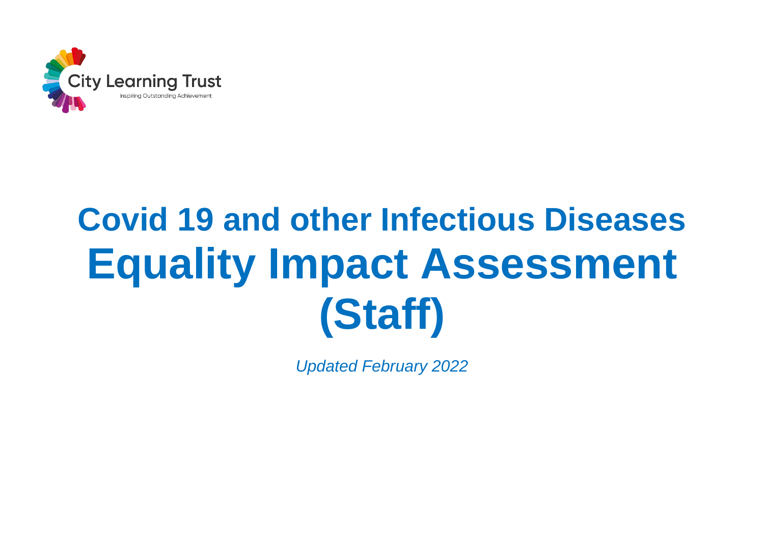City Learning Trust

Inspiring Outstanding Achievement

# Covid 19 and other Infectious Diseases

# Equality Impact Assessment (Staff)

*Updated February 2022*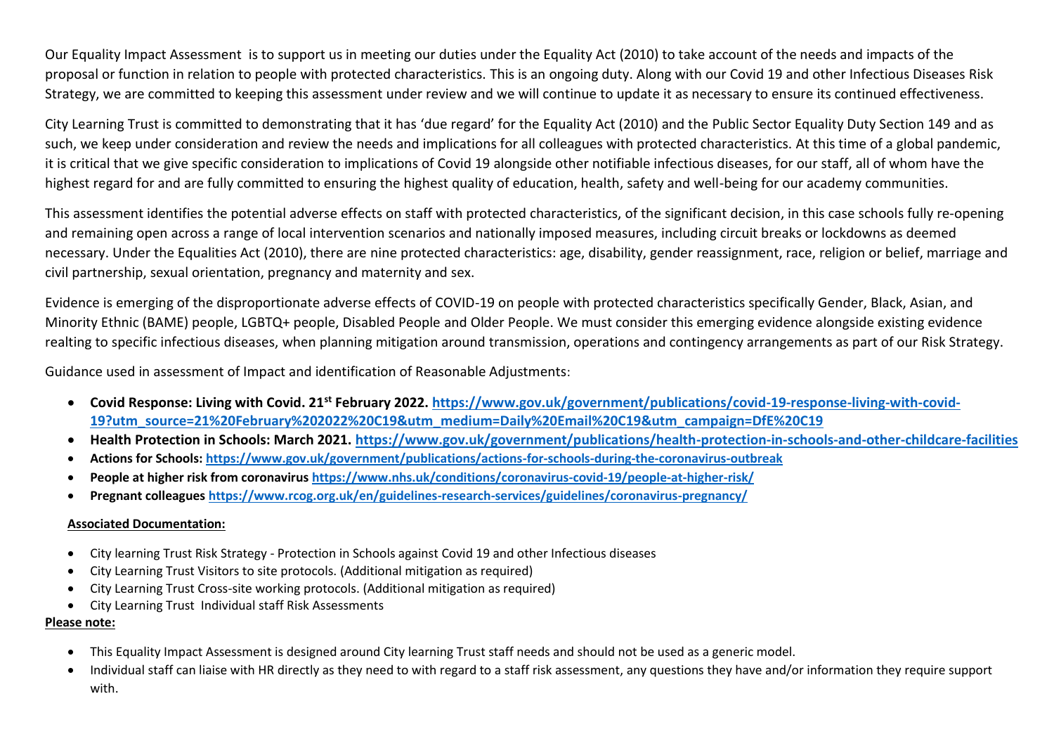Our Equality Impact Assessment is to support us in meeting our duties under the Equality Act (2010) to take account of the needs and impacts of the proposal or function in relation to people with protected characteristics. This is an ongoing duty. Along with our Covid 19 and other Infectious Diseases Risk Strategy, we are committed to keeping this assessment under review and we will continue to update it as necessary to ensure its continued effectiveness.

City Learning Trust is committed to demonstrating that it has 'due regard' for the Equality Act (2010) and the Public Sector Equality Duty Section 149 and as such, we keep under consideration and review the needs and implications for all colleagues with protected characteristics. At this time of a global pandemic, it is critical that we give specific consideration to implications of Covid 19 alongside other notifiable infectious diseases, for our staff, all of whom have the highest regard for and are fully committed to ensuring the highest quality of education, health, safety and well-being for our academy communities.

This assessment identifies the potential adverse effects on staff with protected characteristics, of the significant decision, in this case schools fully re-opening and remaining open across a range of local intervention scenarios and nationally imposed measures, including circuit breaks or lockdowns as deemed necessary. Under the Equalities Act (2010), there are nine protected characteristics: age, disability, gender reassignment, race, religion or belief, marriage and civil partnership, sexual orientation, pregnancy and maternity and sex.

Evidence is emerging of the disproportionate adverse effects of COVID-19 on people with protected characteristics specifically Gender, Black, Asian, and Minority Ethnic (BAME) people, LGBTQ+ people, Disabled People and Older People. We must consider this emerging evidence alongside existing evidence realting to specific infectious diseases, when planning mitigation around transmission, operations and contingency arrangements as part of our Risk Strategy.

Guidance used in assessment of Impact and identification of Reasonable Adjustments:

- **Covid Response: Living with Covid. 21st February 2022. https://www.gov.uk/government/publications/covid-19-response-living-with-covid-19?utm_source=21%20February%202022%20C19&utm_medium=Daily%20Email%20C19&utm_campaign=DfE%20C19**
- **Health Protection in Schools: March 2021. https://www.gov.uk/government/publications/health-protection-in-schools-and-other-childcare-facilities**
- **Actions for Schools: https://www.gov.uk/government/publications/actions-for-schools-during-the-coronavirus-outbreak**
- **People at higher risk from coronavirus https://www.nhs.uk/conditions/coronavirus-covid-19/people-at-higher-risk/**
- **Pregnant colleagues https://www.rcog.org.uk/en/guidelines-research-services/guidelines/coronavirus-pregnancy/**

**Associated Documentation:**

- City learning Trust Risk Strategy - Protection in Schools against Covid 19 and other Infectious diseases
- City Learning Trust Visitors to site protocols. (Additional mitigation as required)
- City Learning Trust Cross-site working protocols. (Additional mitigation as required)
- City Learning Trust Individual staff Risk Assessments

**Please note:**

- This Equality Impact Assessment is designed around City learning Trust staff needs and should not be used as a generic model.
- Individual staff can liaise with HR directly as they need to with regard to a staff risk assessment, any questions they have and/or information they require support with.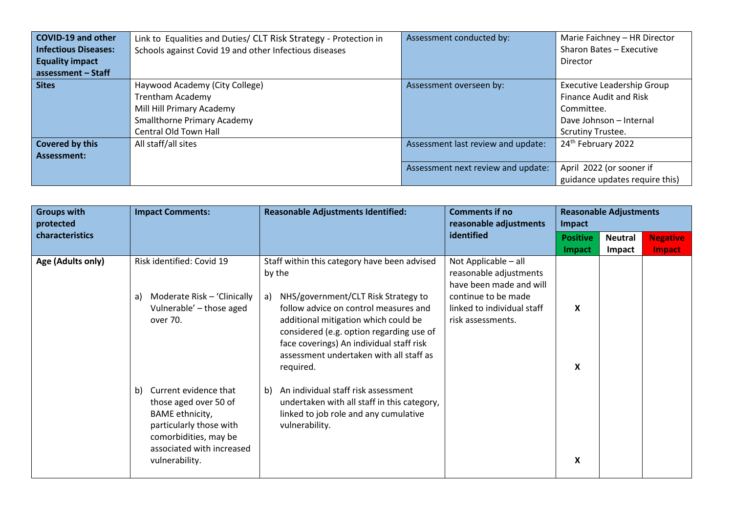| COVID-19 and other Infectious Diseases: Equality impact assessment – Staff | Link to Equalities and Duties/ CLT Risk Strategy - Protection in Schools against Covid 19 and other Infectious diseases | Assessment conducted by: | Marie Faichney – HR Director<br>Sharon Bates – Executive Director |
|---|---|---|---|
| **Sites** | Haywood Academy (City College)<br>Trentham Academy<br>Mill Hill Primary Academy<br>Smallthorne Primary Academy<br>Central Old Town Hall | Assessment overseen by: | Executive Leadership Group<br>Finance Audit and Risk Committee.<br>Dave Johnson – Internal Scrutiny Trustee. |
| **Covered by this Assessment:** | All staff/all sites | Assessment last review and update: | 24th February 2022 |
| | | Assessment next review and update: | April 2022 (or sooner if guidance updates require this) |

| Groups with protected characteristics | Impact Comments: | Reasonable Adjustments Identified: | Comments if no reasonable adjustments identified | Reasonable Adjustments Impact | | |
|---|---|---|---|---|---|---|
| | | | | **Positive Impact** | **Neutral Impact** | **Negative Impact** |
| **Age (Adults only)** | Risk identified: Covid 19 | Staff within this category have been advised by the | Not Applicable – all reasonable adjustments have been made and will continue to be made linked to individual staff risk assessments. | | | |
| | a) Moderate Risk – 'Clinically Vulnerable' – those aged over 70. | a) NHS/government/CLT Risk Strategy to follow advice on control measures and additional mitigation which could be considered (e.g. option regarding use of face coverings) An individual staff risk assessment undertaken with all staff as required. | | X<br><br>X | | |
| | b) Current evidence that those aged over 50 of BAME ethnicity, particularly those with comorbidities, may be associated with increased vulnerability. | b) An individual staff risk assessment undertaken with all staff in this category, linked to job role and any cumulative vulnerability. | | X | | |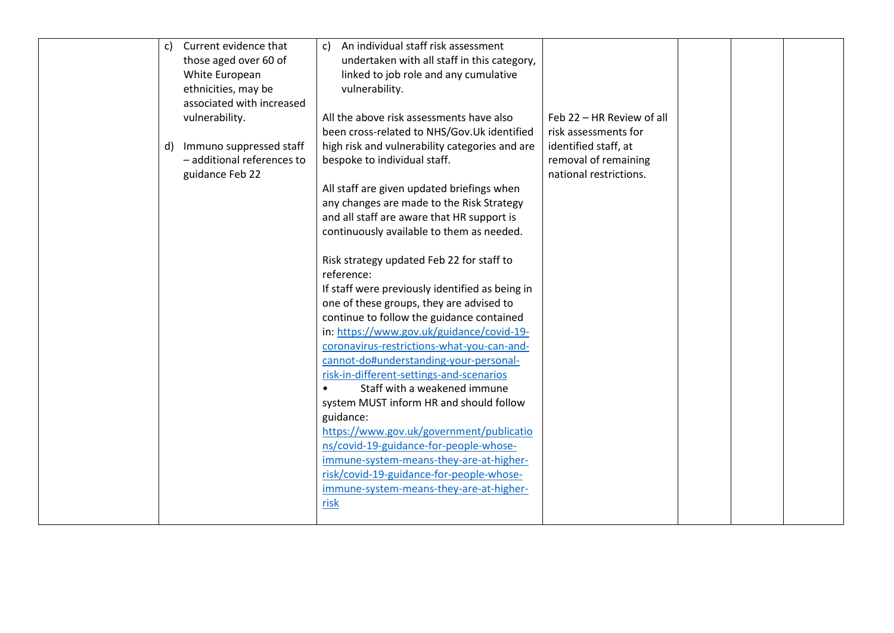|  |  |  |  |  |  |  |
|---|---|---|---|---|---|---|
|  | c) Current evidence that those aged over 60 of White European ethnicities, may be associated with increased vulnerability.<br><br>d) Immuno suppressed staff – additional references to guidance Feb 22 | c) An individual staff risk assessment undertaken with all staff in this category, linked to job role and any cumulative vulnerability.<br><br>All the above risk assessments have also been cross-related to NHS/Gov.Uk identified high risk and vulnerability categories and are bespoke to individual staff.<br><br>All staff are given updated briefings when any changes are made to the Risk Strategy and all staff are aware that HR support is continuously available to them as needed.<br><br>Risk strategy updated Feb 22 for staff to reference:<br>If staff were previously identified as being in one of these groups, they are advised to continue to follow the guidance contained in: https://www.gov.uk/guidance/covid-19-coronavirus-restrictions-what-you-can-and-cannot-do#understanding-your-personal-risk-in-different-settings-and-scenarios<br>• Staff with a weakened immune system MUST inform HR and should follow guidance:<br>https://www.gov.uk/government/publications/covid-19-guidance-for-people-whose-immune-system-means-they-are-at-higher-risk/covid-19-guidance-for-people-whose-immune-system-means-they-are-at-higher-risk | Feb 22 – HR Review of all risk assessments for identified staff, at removal of remaining national restrictions. |  |  |  |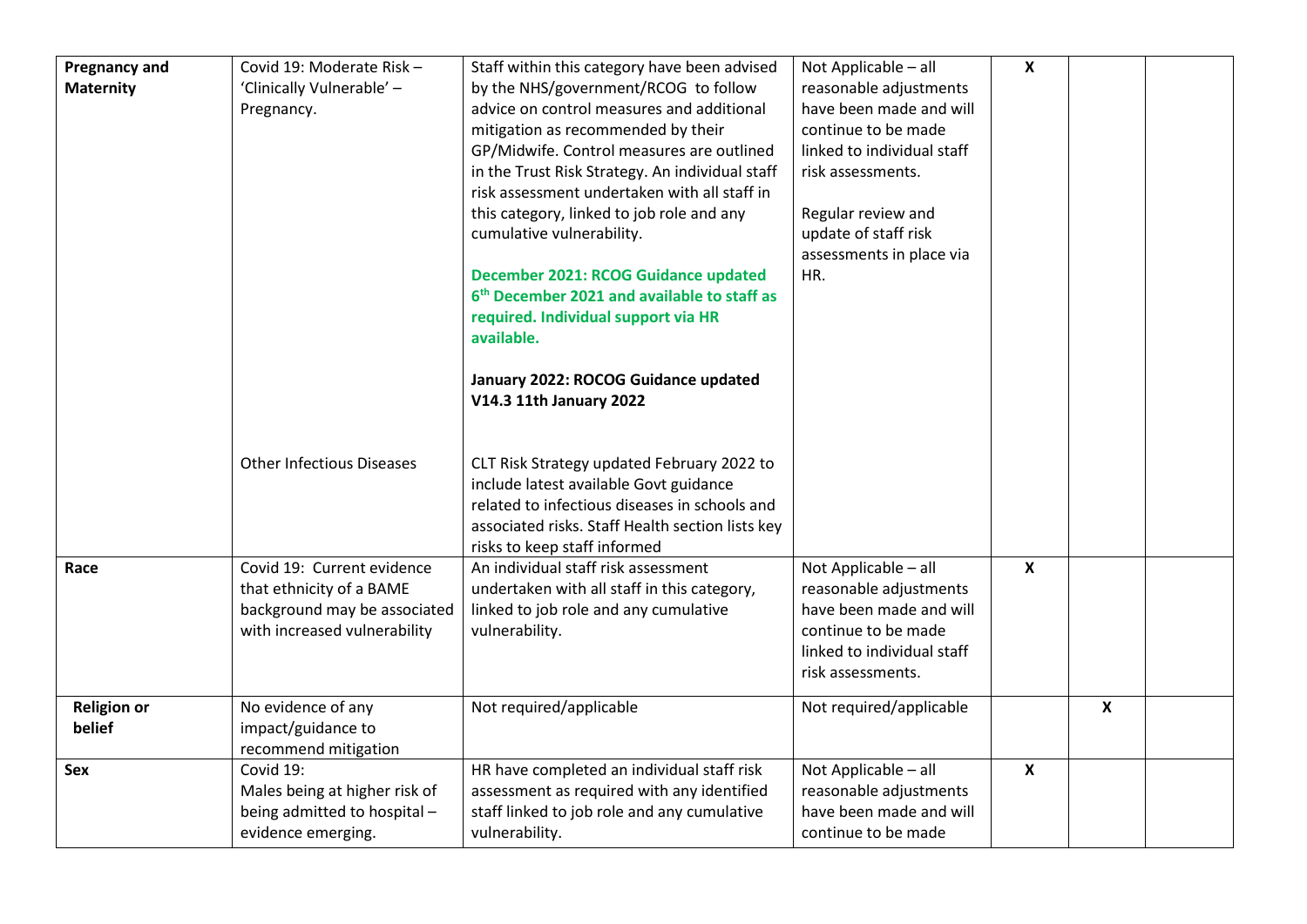| **Pregnancy and Maternity** | Covid 19: Moderate Risk – 'Clinically Vulnerable' – Pregnancy.<br><br>Other Infectious Diseases | Staff within this category have been advised by the NHS/government/RCOG to follow advice on control measures and additional mitigation as recommended by their GP/Midwife. Control measures are outlined in the Trust Risk Strategy. An individual staff risk assessment undertaken with all staff in this category, linked to job role and any cumulative vulnerability.<br><br>**December 2021: RCOG Guidance updated 6th December 2021 and available to staff as required. Individual support via HR available.**<br><br>**January 2022: ROCOG Guidance updated V14.3 11th January 2022**<br><br>CLT Risk Strategy updated February 2022 to include latest available Govt guidance related to infectious diseases in schools and associated risks. Staff Health section lists key risks to keep staff informed | Not Applicable – all reasonable adjustments have been made and will continue to be made linked to individual staff risk assessments.<br><br>Regular review and update of staff risk assessments in place via HR. | **X** | | |
|---|---|---|---|---|---|---|
| **Race** | Covid 19: Current evidence that ethnicity of a BAME background may be associated with increased vulnerability | An individual staff risk assessment undertaken with all staff in this category, linked to job role and any cumulative vulnerability. | Not Applicable – all reasonable adjustments have been made and will continue to be made linked to individual staff risk assessments. | **X** | | |
| **Religion or belief** | No evidence of any impact/guidance to recommend mitigation | Not required/applicable | Not required/applicable | | **X** | |
| **Sex** | Covid 19:<br>Males being at higher risk of being admitted to hospital – evidence emerging. | HR have completed an individual staff risk assessment as required with any identified staff linked to job role and any cumulative vulnerability. | Not Applicable – all reasonable adjustments have been made and will continue to be made | **X** | | |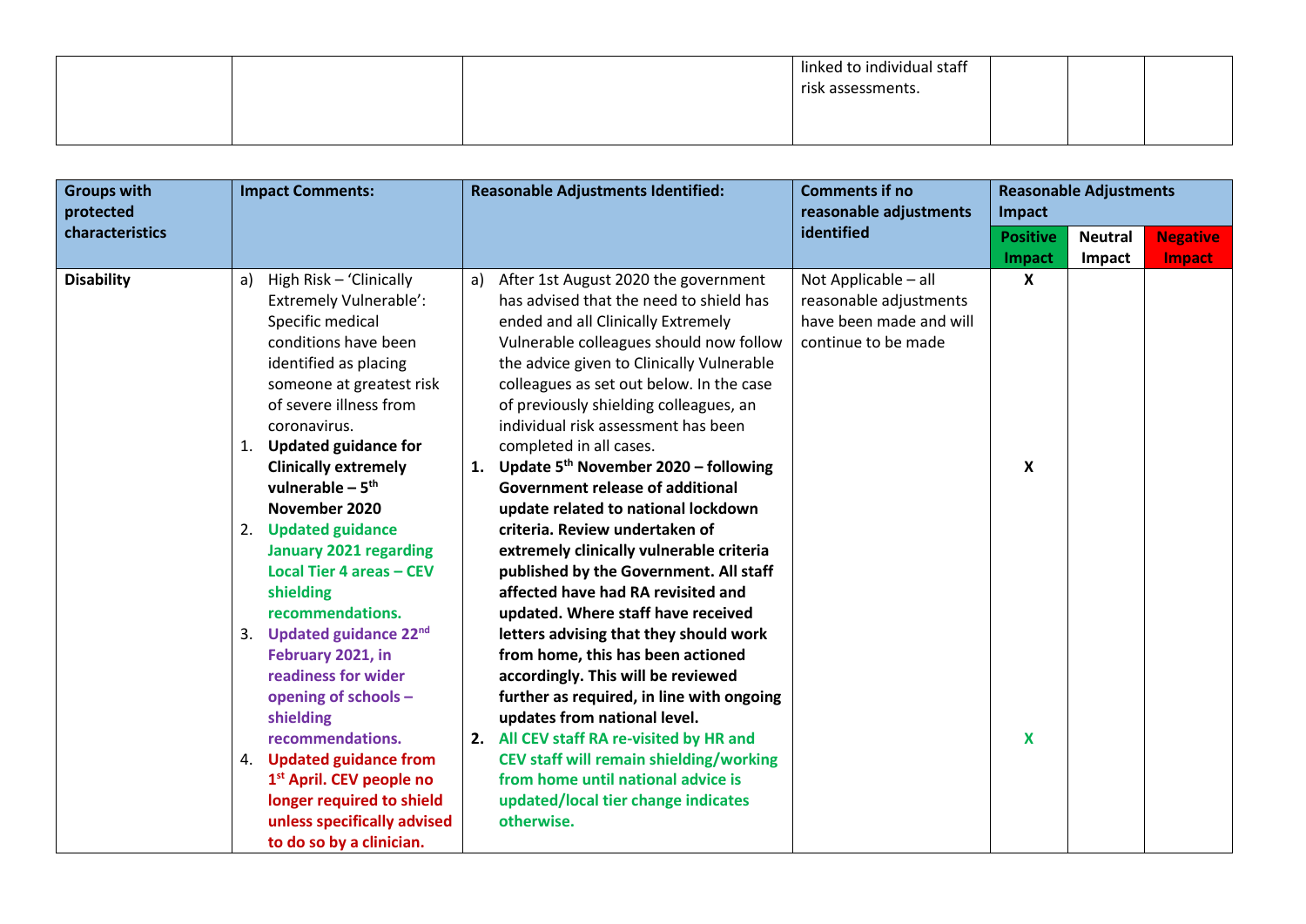| | | | linked to individual staff risk assessments. | | | |
|---|---|---|---|---|---|---|

| Groups with protected characteristics | Impact Comments: | Reasonable Adjustments Identified: | Comments if no reasonable adjustments identified | Reasonable Adjustments Impact | | |
|---|---|---|---|---|---|---|
| | | | | Positive Impact | Neutral Impact | Negative Impact |
| **Disability** | a) High Risk – 'Clinically Extremely Vulnerable': Specific medical conditions have been identified as placing someone at greatest risk of severe illness from coronavirus. | a) After 1st August 2020 the government has advised that the need to shield has ended and all Clinically Extremely Vulnerable colleagues should now follow the advice given to Clinically Vulnerable colleagues as set out below. In the case of previously shielding colleagues, an individual risk assessment has been completed in all cases. | Not Applicable – all reasonable adjustments have been made and will continue to be made | X | | |
| | 1. **Updated guidance for Clinically extremely vulnerable – 5th November 2020** | 1. **Update 5th November 2020 – following Government release of additional update related to national lockdown criteria. Review undertaken of extremely clinically vulnerable criteria published by the Government. All staff affected have had RA revisited and updated. Where staff have received letters advising that they should work from home, this has been actioned accordingly. This will be reviewed further as required, in line with ongoing updates from national level.** | | X | | |
| | 2. **Updated guidance January 2021 regarding Local Tier 4 areas – CEV shielding recommendations.** | 2. **All CEV staff RA re-visited by HR and CEV staff will remain shielding/working from home until national advice is updated/local tier change indicates otherwise.** | | X | | |
| | 3. **Updated guidance 22nd February 2021, in readiness for wider opening of schools – shielding recommendations.** | | | | | |
| | 4. **Updated guidance from 1st April. CEV people no longer required to shield unless specifically advised to do so by a clinician.** | | | | | |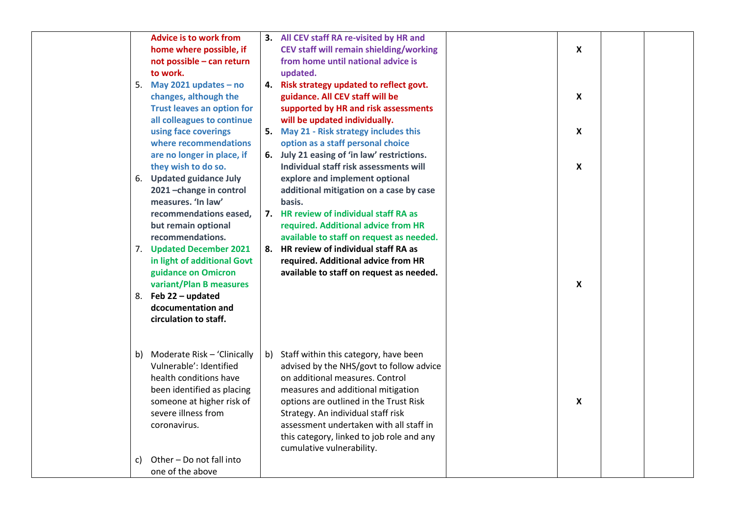| | | | | | | |
|---|---|---|---|---|---|---|
| | **Advice is to work from home where possible, if not possible – can return to work.**<br>5. **May 2021 updates – no changes, although the Trust leaves an option for all colleagues to continue using face coverings where recommendations are no longer in place, if they wish to do so.**<br>6. **Updated guidance July 2021 –change in control measures. 'In law' recommendations eased, but remain optional recommendations.**<br>7. **Updated December 2021 in light of additional Govt guidance on Omicron variant/Plan B measures**<br>8. **Feb 22 – updated dcocumentation and circulation to staff.** | **3. All CEV staff RA re-visited by HR and CEV staff will remain shielding/working from home until national advice is updated.**<br>**4. Risk strategy updated to reflect govt. guidance. All CEV staff will be supported by HR and risk assessments will be updated individually.**<br>**5. May 21 - Risk strategy includes this option as a staff personal choice**<br>**6. July 21 easing of 'in law' restrictions. Individual staff risk assessments will explore and implement optional additional mitigation on a case by case basis.**<br>**7. HR review of individual staff RA as required. Additional advice from HR available to staff on request as needed.**<br>**8. HR review of individual staff RA as required. Additional advice from HR available to staff on request as needed.** | | **X**<br>**X**<br>**X**<br>**X**<br>**X** | | |
| | b) Moderate Risk – 'Clinically Vulnerable': Identified health conditions have been identified as placing someone at higher risk of severe illness from coronavirus. | b) Staff within this category, have been advised by the NHS/govt to follow advice on additional measures. Control measures and additional mitigation options are outlined in the Trust Risk Strategy. An individual staff risk assessment undertaken with all staff in this category, linked to job role and any cumulative vulnerability. | | **X** | | |
| | c) Other – Do not fall into one of the above | | | | | |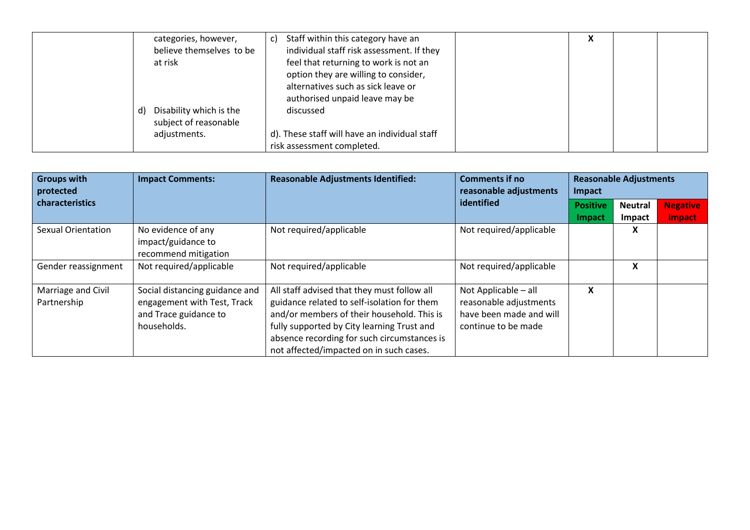| | | | | | | |
|---|---|---|---|---|---|---|
| | categories, however, believe themselves to be at risk<br><br>d) Disability which is the subject of reasonable adjustments. | c) Staff within this category have an individual staff risk assessment. If they feel that returning to work is not an option they are willing to consider, alternatives such as sick leave or authorised unpaid leave may be discussed<br><br>d). These staff will have an individual staff risk assessment completed. | | X | | |

| Groups with protected characteristics | Impact Comments: | Reasonable Adjustments Identified: | Comments if no reasonable adjustments identified | Reasonable Adjustments Impact | | |
|---|---|---|---|---|---|---|
| | | | | **Positive Impact** | **Neutral Impact** | **Negative Impact** |
| Sexual Orientation | No evidence of any impact/guidance to recommend mitigation | Not required/applicable | Not required/applicable | | X | |
| Gender reassignment | Not required/applicable | Not required/applicable | Not required/applicable | | X | |
| Marriage and Civil Partnership | Social distancing guidance and engagement with Test, Track and Trace guidance to households. | All staff advised that they must follow all guidance related to self-isolation for them and/or members of their household. This is fully supported by City learning Trust and absence recording for such circumstances is not affected/impacted on in such cases. | Not Applicable – all reasonable adjustments have been made and will continue to be made | X | | |